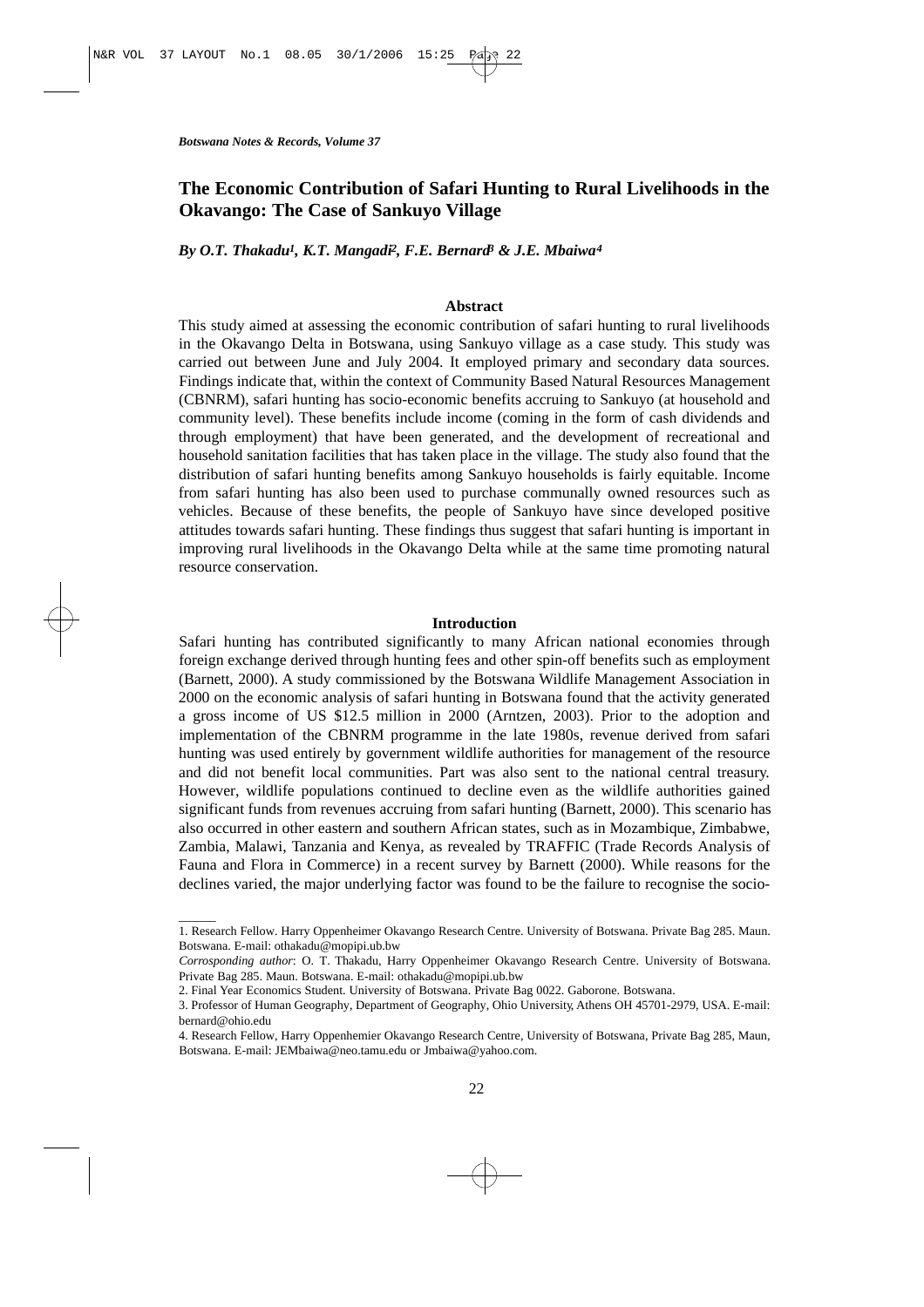# The Economic Contribution of Safari Hunting to Rural Livelihoods in the Okavango: The Case of Sankuyo Village

*By O.T. Thakadu[1], K.T. Mangadi[2], F.E. Bernard[3] & J.E. Mbaiwa[4]*

## Abstract

This study aimed at assessing the economic contribution of safari hunting to rural livelihoods in the Okavango Delta in Botswana, using Sankuyo village as a case study. This study was carried out between June and July 2004. It employed primary and secondary data sources. Findings indicate that, within the context of Community Based Natural Resources Management (CBNRM), safari hunting has socio-economic benefits accruing to Sankuyo (at household and community level). These benefits include income (coming in the form of cash dividends and through employment) that have been generated, and the development of recreational and household sanitation facilities that has taken place in the village. The study also found that the distribution of safari hunting benefits among Sankuyo households is fairly equitable. Income from safari hunting has also been used to purchase communally owned resources such as vehicles. Because of these benefits, the people of Sankuyo have since developed positive attitudes towards safari hunting. These findings thus suggest that safari hunting is important in improving rural livelihoods in the Okavango Delta while at the same time promoting natural resource conservation.

## Introduction

Safari hunting has contributed significantly to many African national economies through foreign exchange derived through hunting fees and other spin-off benefits such as employment (Barnett, 2000). A study commissioned by the Botswana Wildlife Management Association in 2000 on the economic analysis of safari hunting in Botswana found that the activity generated a gross income of US $12.5 million in 2000 (Arntzen, 2003). Prior to the adoption and implementation of the CBNRM programme in the late 1980s, revenue derived from safari hunting was used entirely by government wildlife authorities for management of the resource and did not benefit local communities. Part was also sent to the national central treasury. However, wildlife populations continued to decline even as the wildlife authorities gained significant funds from revenues accruing from safari hunting (Barnett, 2000). This scenario has also occurred in other eastern and southern African states, such as in Mozambique, Zimbabwe, Zambia, Malawi, Tanzania and Kenya, as revealed by TRAFFIC (Trade Records Analysis of Fauna and Flora in Commerce) in a recent survey by Barnett (2000). While reasons for the declines varied, the major underlying factor was found to be the failure to recognise the socio-

---

1. Research Fellow. Harry Oppenheimer Okavango Research Centre. University of Botswana. Private Bag 285. Maun. Botswana. E-mail: othakadu@mopipi.ub.bw

*Corrosponding author*: O. T. Thakadu, Harry Oppenheimer Okavango Research Centre. University of Botswana. Private Bag 285. Maun. Botswana. E-mail: othakadu@mopipi.ub.bw

2. Final Year Economics Student. University of Botswana. Private Bag 0022. Gaborone. Botswana.

3. Professor of Human Geography, Department of Geography, Ohio University, Athens OH 45701-2979, USA. E-mail: bernard@ohio.edu

4. Research Fellow, Harry Oppenhemier Okavango Research Centre, University of Botswana, Private Bag 285, Maun, Botswana. E-mail: JEMbaiwa@neo.tamu.edu or Jmbaiwa@yahoo.com.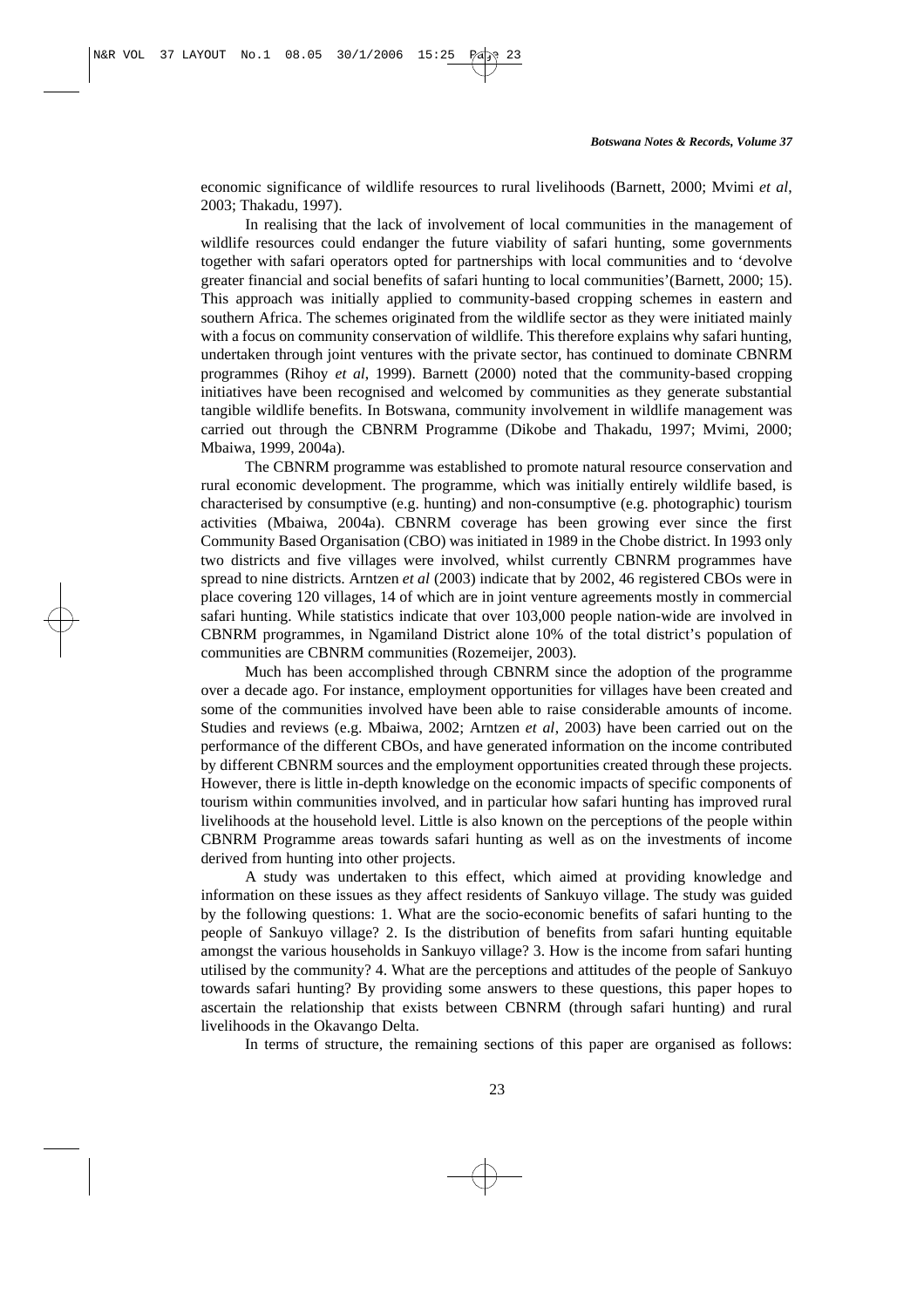economic significance of wildlife resources to rural livelihoods (Barnett, 2000; Mvimi *et al*, 2003; Thakadu, 1997).

In realising that the lack of involvement of local communities in the management of wildlife resources could endanger the future viability of safari hunting, some governments together with safari operators opted for partnerships with local communities and to 'devolve greater financial and social benefits of safari hunting to local communities'(Barnett, 2000; 15). This approach was initially applied to community-based cropping schemes in eastern and southern Africa. The schemes originated from the wildlife sector as they were initiated mainly with a focus on community conservation of wildlife. This therefore explains why safari hunting, undertaken through joint ventures with the private sector, has continued to dominate CBNRM programmes (Rihoy *et al*, 1999). Barnett (2000) noted that the community-based cropping initiatives have been recognised and welcomed by communities as they generate substantial tangible wildlife benefits. In Botswana, community involvement in wildlife management was carried out through the CBNRM Programme (Dikobe and Thakadu, 1997; Mvimi, 2000; Mbaiwa, 1999, 2004a).

The CBNRM programme was established to promote natural resource conservation and rural economic development. The programme, which was initially entirely wildlife based, is characterised by consumptive (e.g. hunting) and non-consumptive (e.g. photographic) tourism activities (Mbaiwa, 2004a). CBNRM coverage has been growing ever since the first Community Based Organisation (CBO) was initiated in 1989 in the Chobe district. In 1993 only two districts and five villages were involved, whilst currently CBNRM programmes have spread to nine districts. Arntzen *et al* (2003) indicate that by 2002, 46 registered CBOs were in place covering 120 villages, 14 of which are in joint venture agreements mostly in commercial safari hunting. While statistics indicate that over 103,000 people nation-wide are involved in CBNRM programmes, in Ngamiland District alone 10% of the total district's population of communities are CBNRM communities (Rozemeijer, 2003).

Much has been accomplished through CBNRM since the adoption of the programme over a decade ago. For instance, employment opportunities for villages have been created and some of the communities involved have been able to raise considerable amounts of income. Studies and reviews (e.g. Mbaiwa, 2002; Arntzen *et al*, 2003) have been carried out on the performance of the different CBOs, and have generated information on the income contributed by different CBNRM sources and the employment opportunities created through these projects. However, there is little in-depth knowledge on the economic impacts of specific components of tourism within communities involved, and in particular how safari hunting has improved rural livelihoods at the household level. Little is also known on the perceptions of the people within CBNRM Programme areas towards safari hunting as well as on the investments of income derived from hunting into other projects.

A study was undertaken to this effect, which aimed at providing knowledge and information on these issues as they affect residents of Sankuyo village. The study was guided by the following questions: 1. What are the socio-economic benefits of safari hunting to the people of Sankuyo village? 2. Is the distribution of benefits from safari hunting equitable amongst the various households in Sankuyo village? 3. How is the income from safari hunting utilised by the community? 4. What are the perceptions and attitudes of the people of Sankuyo towards safari hunting? By providing some answers to these questions, this paper hopes to ascertain the relationship that exists between CBNRM (through safari hunting) and rural livelihoods in the Okavango Delta.

In terms of structure, the remaining sections of this paper are organised as follows: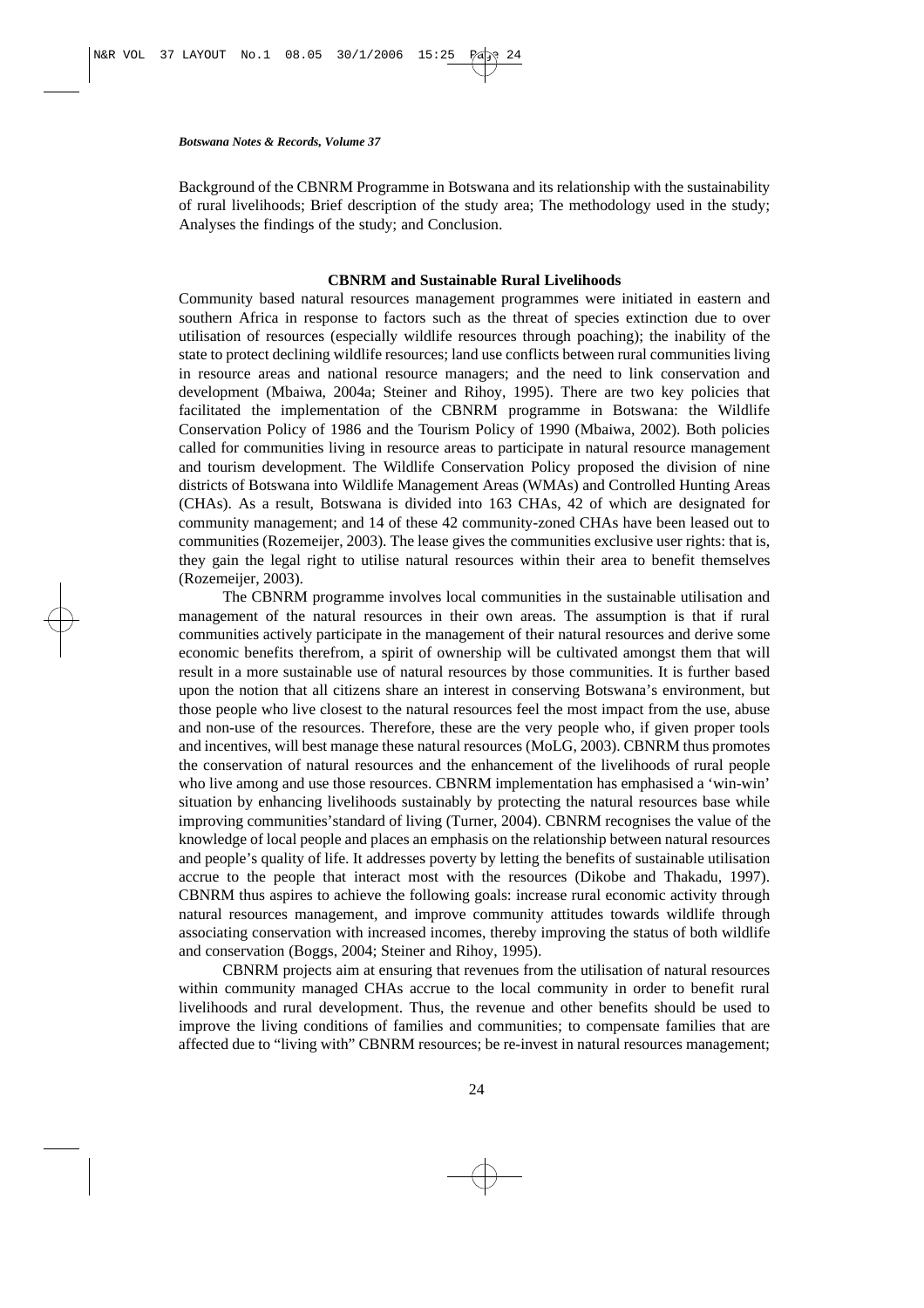Background of the CBNRM Programme in Botswana and its relationship with the sustainability of rural livelihoods; Brief description of the study area; The methodology used in the study; Analyses the findings of the study; and Conclusion.

## CBNRM and Sustainable Rural Livelihoods

Community based natural resources management programmes were initiated in eastern and southern Africa in response to factors such as the threat of species extinction due to over utilisation of resources (especially wildlife resources through poaching); the inability of the state to protect declining wildlife resources; land use conflicts between rural communities living in resource areas and national resource managers; and the need to link conservation and development (Mbaiwa, 2004a; Steiner and Rihoy, 1995). There are two key policies that facilitated the implementation of the CBNRM programme in Botswana: the Wildlife Conservation Policy of 1986 and the Tourism Policy of 1990 (Mbaiwa, 2002). Both policies called for communities living in resource areas to participate in natural resource management and tourism development. The Wildlife Conservation Policy proposed the division of nine districts of Botswana into Wildlife Management Areas (WMAs) and Controlled Hunting Areas (CHAs). As a result, Botswana is divided into 163 CHAs, 42 of which are designated for community management; and 14 of these 42 community-zoned CHAs have been leased out to communities (Rozemeijer, 2003). The lease gives the communities exclusive user rights: that is, they gain the legal right to utilise natural resources within their area to benefit themselves (Rozemeijer, 2003).

The CBNRM programme involves local communities in the sustainable utilisation and management of the natural resources in their own areas. The assumption is that if rural communities actively participate in the management of their natural resources and derive some economic benefits therefrom, a spirit of ownership will be cultivated amongst them that will result in a more sustainable use of natural resources by those communities. It is further based upon the notion that all citizens share an interest in conserving Botswana's environment, but those people who live closest to the natural resources feel the most impact from the use, abuse and non-use of the resources. Therefore, these are the very people who, if given proper tools and incentives, will best manage these natural resources (MoLG, 2003). CBNRM thus promotes the conservation of natural resources and the enhancement of the livelihoods of rural people who live among and use those resources. CBNRM implementation has emphasised a 'win-win' situation by enhancing livelihoods sustainably by protecting the natural resources base while improving communities'standard of living (Turner, 2004). CBNRM recognises the value of the knowledge of local people and places an emphasis on the relationship between natural resources and people's quality of life. It addresses poverty by letting the benefits of sustainable utilisation accrue to the people that interact most with the resources (Dikobe and Thakadu, 1997). CBNRM thus aspires to achieve the following goals: increase rural economic activity through natural resources management, and improve community attitudes towards wildlife through associating conservation with increased incomes, thereby improving the status of both wildlife and conservation (Boggs, 2004; Steiner and Rihoy, 1995).

CBNRM projects aim at ensuring that revenues from the utilisation of natural resources within community managed CHAs accrue to the local community in order to benefit rural livelihoods and rural development. Thus, the revenue and other benefits should be used to improve the living conditions of families and communities; to compensate families that are affected due to "living with" CBNRM resources; be re-invest in natural resources management;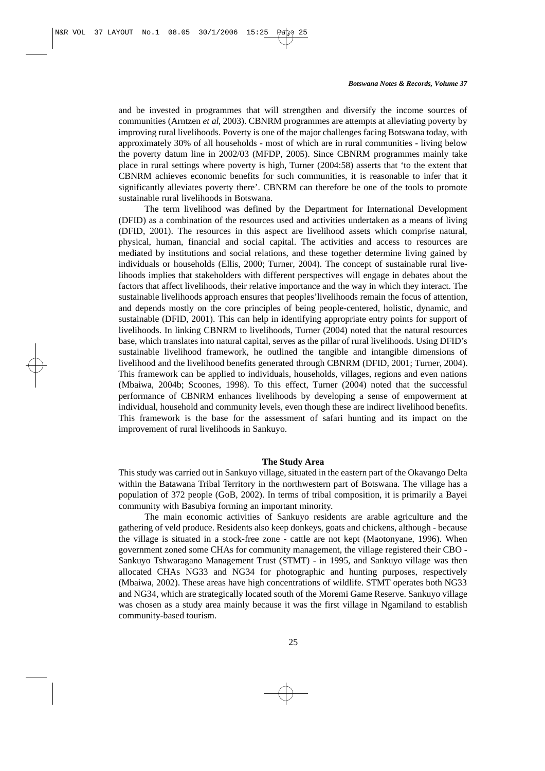and be invested in programmes that will strengthen and diversify the income sources of communities (Arntzen *et al*, 2003). CBNRM programmes are attempts at alleviating poverty by improving rural livelihoods. Poverty is one of the major challenges facing Botswana today, with approximately 30% of all households - most of which are in rural communities - living below the poverty datum line in 2002/03 (MFDP, 2005). Since CBNRM programmes mainly take place in rural settings where poverty is high, Turner (2004:58) asserts that 'to the extent that CBNRM achieves economic benefits for such communities, it is reasonable to infer that it significantly alleviates poverty there'. CBNRM can therefore be one of the tools to promote sustainable rural livelihoods in Botswana.

The term livelihood was defined by the Department for International Development (DFID) as a combination of the resources used and activities undertaken as a means of living (DFID, 2001). The resources in this aspect are livelihood assets which comprise natural, physical, human, financial and social capital. The activities and access to resources are mediated by institutions and social relations, and these together determine living gained by individuals or households (Ellis, 2000; Turner, 2004). The concept of sustainable rural livelihoods implies that stakeholders with different perspectives will engage in debates about the factors that affect livelihoods, their relative importance and the way in which they interact. The sustainable livelihoods approach ensures that peoples'livelihoods remain the focus of attention, and depends mostly on the core principles of being people-centered, holistic, dynamic, and sustainable (DFID, 2001). This can help in identifying appropriate entry points for support of livelihoods. In linking CBNRM to livelihoods, Turner (2004) noted that the natural resources base, which translates into natural capital, serves as the pillar of rural livelihoods. Using DFID's sustainable livelihood framework, he outlined the tangible and intangible dimensions of livelihood and the livelihood benefits generated through CBNRM (DFID, 2001; Turner, 2004). This framework can be applied to individuals, households, villages, regions and even nations (Mbaiwa, 2004b; Scoones, 1998). To this effect, Turner (2004) noted that the successful performance of CBNRM enhances livelihoods by developing a sense of empowerment at individual, household and community levels, even though these are indirect livelihood benefits. This framework is the base for the assessment of safari hunting and its impact on the improvement of rural livelihoods in Sankuyo.

## The Study Area

This study was carried out in Sankuyo village, situated in the eastern part of the Okavango Delta within the Batawana Tribal Territory in the northwestern part of Botswana. The village has a population of 372 people (GoB, 2002). In terms of tribal composition, it is primarily a Bayei community with Basubiya forming an important minority.

The main economic activities of Sankuyo residents are arable agriculture and the gathering of veld produce. Residents also keep donkeys, goats and chickens, although - because the village is situated in a stock-free zone - cattle are not kept (Maotonyane, 1996). When government zoned some CHAs for community management, the village registered their CBO - Sankuyo Tshwaragano Management Trust (STMT) - in 1995, and Sankuyo village was then allocated CHAs NG33 and NG34 for photographic and hunting purposes, respectively (Mbaiwa, 2002). These areas have high concentrations of wildlife. STMT operates both NG33 and NG34, which are strategically located south of the Moremi Game Reserve. Sankuyo village was chosen as a study area mainly because it was the first village in Ngamiland to establish community-based tourism.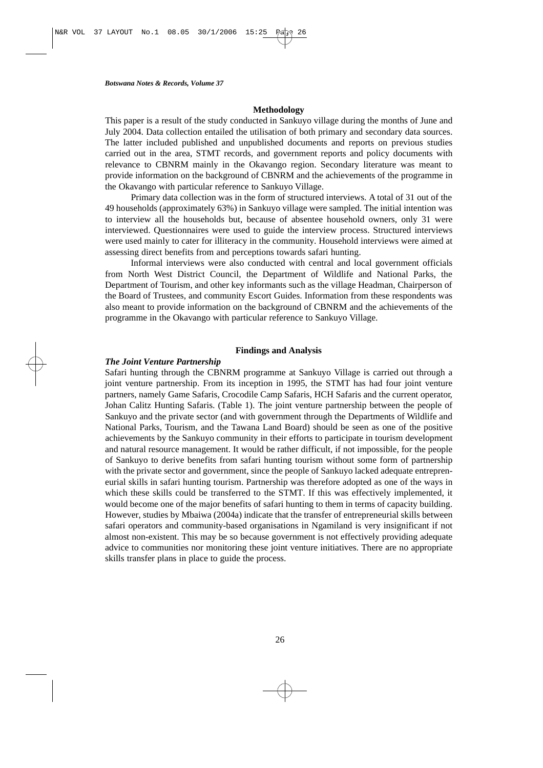## Methodology

This paper is a result of the study conducted in Sankuyo village during the months of June and July 2004. Data collection entailed the utilisation of both primary and secondary data sources. The latter included published and unpublished documents and reports on previous studies carried out in the area, STMT records, and government reports and policy documents with relevance to CBNRM mainly in the Okavango region. Secondary literature was meant to provide information on the background of CBNRM and the achievements of the programme in the Okavango with particular reference to Sankuyo Village.

Primary data collection was in the form of structured interviews. A total of 31 out of the 49 households (approximately 63%) in Sankuyo village were sampled. The initial intention was to interview all the households but, because of absentee household owners, only 31 were interviewed. Questionnaires were used to guide the interview process. Structured interviews were used mainly to cater for illiteracy in the community. Household interviews were aimed at assessing direct benefits from and perceptions towards safari hunting.

Informal interviews were also conducted with central and local government officials from North West District Council, the Department of Wildlife and National Parks, the Department of Tourism, and other key informants such as the village Headman, Chairperson of the Board of Trustees, and community Escort Guides. Information from these respondents was also meant to provide information on the background of CBNRM and the achievements of the programme in the Okavango with particular reference to Sankuyo Village.

## Findings and Analysis

### *The Joint Venture Partnership*

Safari hunting through the CBNRM programme at Sankuyo Village is carried out through a joint venture partnership. From its inception in 1995, the STMT has had four joint venture partners, namely Game Safaris, Crocodile Camp Safaris, HCH Safaris and the current operator, Johan Calitz Hunting Safaris. (Table 1). The joint venture partnership between the people of Sankuyo and the private sector (and with government through the Departments of Wildlife and National Parks, Tourism, and the Tawana Land Board) should be seen as one of the positive achievements by the Sankuyo community in their efforts to participate in tourism development and natural resource management. It would be rather difficult, if not impossible, for the people of Sankuyo to derive benefits from safari hunting tourism without some form of partnership with the private sector and government, since the people of Sankuyo lacked adequate entrepreneurial skills in safari hunting tourism. Partnership was therefore adopted as one of the ways in which these skills could be transferred to the STMT. If this was effectively implemented, it would become one of the major benefits of safari hunting to them in terms of capacity building. However, studies by Mbaiwa (2004a) indicate that the transfer of entrepreneurial skills between safari operators and community-based organisations in Ngamiland is very insignificant if not almost non-existent. This may be so because government is not effectively providing adequate advice to communities nor monitoring these joint venture initiatives. There are no appropriate skills transfer plans in place to guide the process.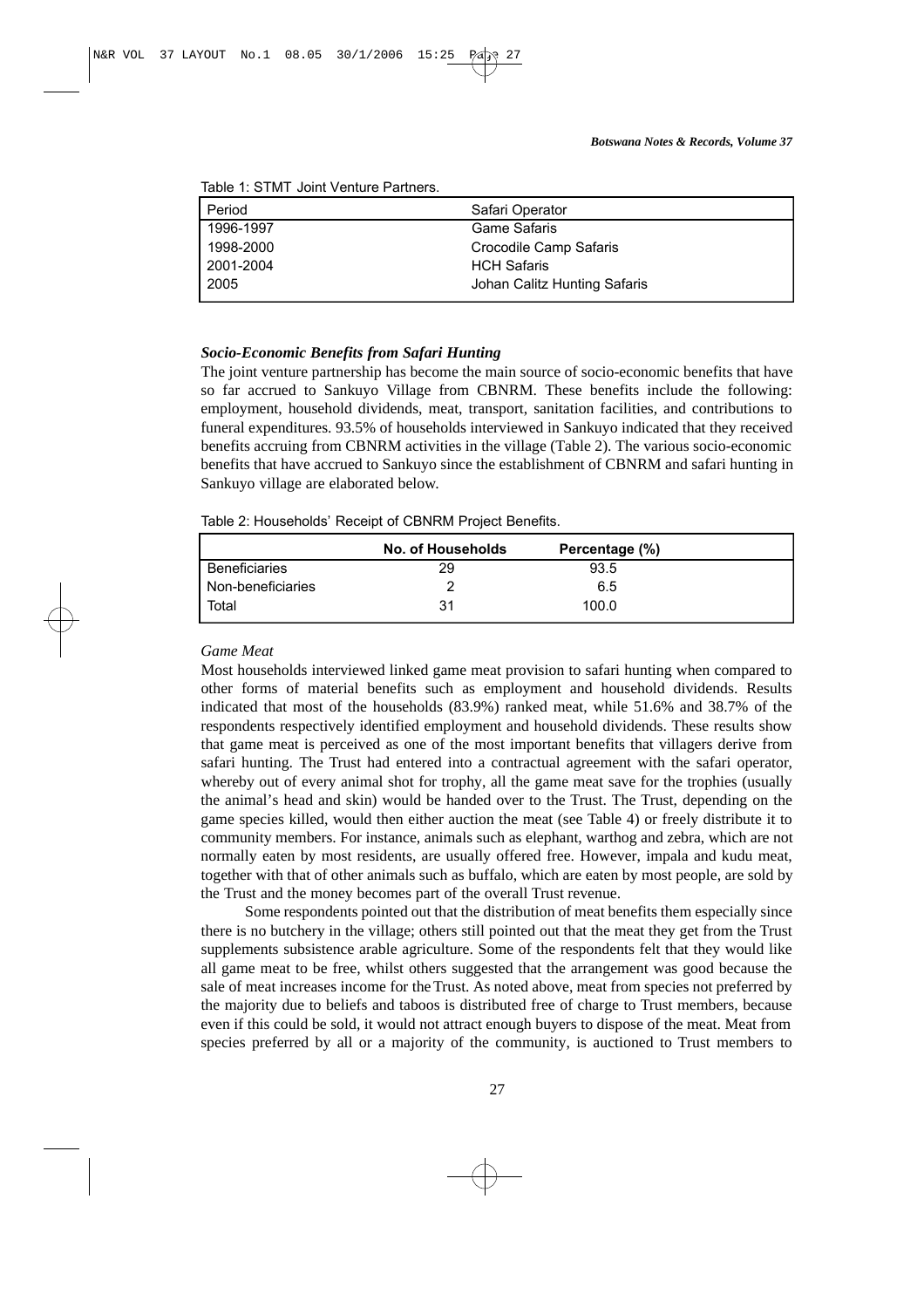Table 1: STMT Joint Venture Partners.

| Period | Safari Operator |
|---|---|
| 1996-1997 | Game Safaris |
| 1998-2000 | Crocodile Camp Safaris |
| 2001-2004 | HCH Safaris |
| 2005 | Johan Calitz Hunting Safaris |

### *Socio-Economic Benefits from Safari Hunting*

The joint venture partnership has become the main source of socio-economic benefits that have so far accrued to Sankuyo Village from CBNRM. These benefits include the following: employment, household dividends, meat, transport, sanitation facilities, and contributions to funeral expenditures. 93.5% of households interviewed in Sankuyo indicated that they received benefits accruing from CBNRM activities in the village (Table 2). The various socio-economic benefits that have accrued to Sankuyo since the establishment of CBNRM and safari hunting in Sankuyo village are elaborated below.

Table 2: Households' Receipt of CBNRM Project Benefits.

| | No. of Households | Percentage (%) |
|---|---|---|
| Beneficiaries | 29 | 93.5 |
| Non-beneficiaries | 2 | 6.5 |
| Total | 31 | 100.0 |

*Game Meat*

Most households interviewed linked game meat provision to safari hunting when compared to other forms of material benefits such as employment and household dividends. Results indicated that most of the households (83.9%) ranked meat, while 51.6% and 38.7% of the respondents respectively identified employment and household dividends. These results show that game meat is perceived as one of the most important benefits that villagers derive from safari hunting. The Trust had entered into a contractual agreement with the safari operator, whereby out of every animal shot for trophy, all the game meat save for the trophies (usually the animal's head and skin) would be handed over to the Trust. The Trust, depending on the game species killed, would then either auction the meat (see Table 4) or freely distribute it to community members. For instance, animals such as elephant, warthog and zebra, which are not normally eaten by most residents, are usually offered free. However, impala and kudu meat, together with that of other animals such as buffalo, which are eaten by most people, are sold by the Trust and the money becomes part of the overall Trust revenue.

Some respondents pointed out that the distribution of meat benefits them especially since there is no butchery in the village; others still pointed out that the meat they get from the Trust supplements subsistence arable agriculture. Some of the respondents felt that they would like all game meat to be free, whilst others suggested that the arrangement was good because the sale of meat increases income for the Trust. As noted above, meat from species not preferred by the majority due to beliefs and taboos is distributed free of charge to Trust members, because even if this could be sold, it would not attract enough buyers to dispose of the meat. Meat from species preferred by all or a majority of the community, is auctioned to Trust members to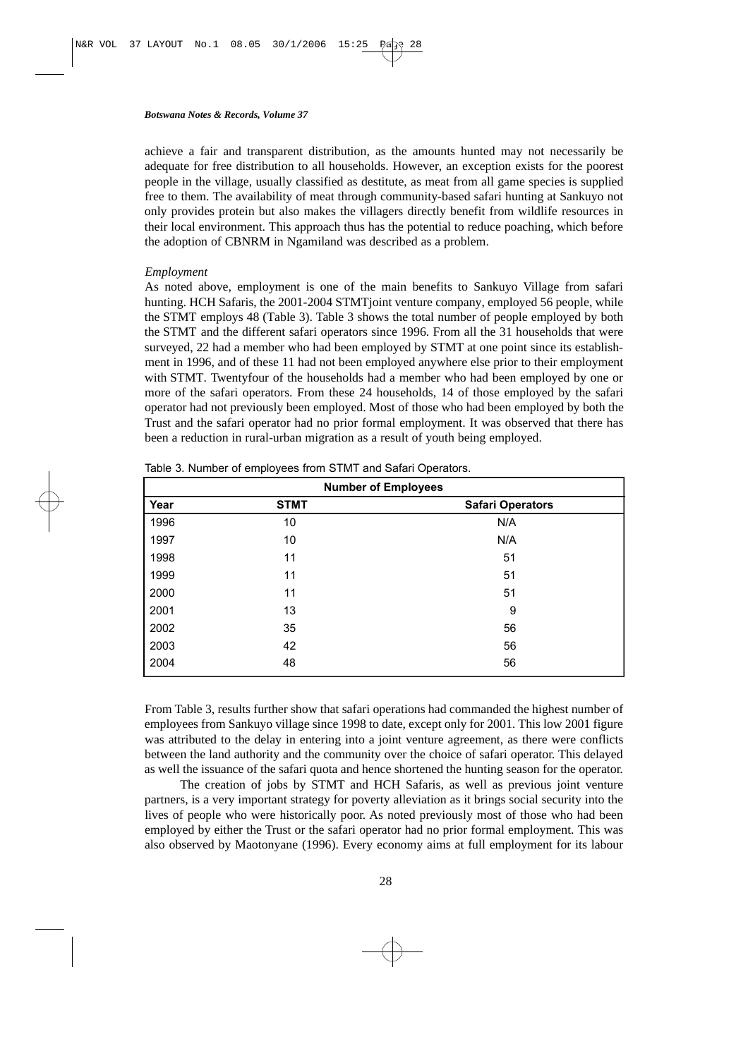achieve a fair and transparent distribution, as the amounts hunted may not necessarily be adequate for free distribution to all households. However, an exception exists for the poorest people in the village, usually classified as destitute, as meat from all game species is supplied free to them. The availability of meat through community-based safari hunting at Sankuyo not only provides protein but also makes the villagers directly benefit from wildlife resources in their local environment. This approach thus has the potential to reduce poaching, which before the adoption of CBNRM in Ngamiland was described as a problem.

*Employment*

As noted above, employment is one of the main benefits to Sankuyo Village from safari hunting. HCH Safaris, the 2001-2004 STMTjoint venture company, employed 56 people, while the STMT employs 48 (Table 3). Table 3 shows the total number of people employed by both the STMT and the different safari operators since 1996. From all the 31 households that were surveyed, 22 had a member who had been employed by STMT at one point since its establishment in 1996, and of these 11 had not been employed anywhere else prior to their employment with STMT. Twentyfour of the households had a member who had been employed by one or more of the safari operators. From these 24 households, 14 of those employed by the safari operator had not previously been employed. Most of those who had been employed by both the Trust and the safari operator had no prior formal employment. It was observed that there has been a reduction in rural-urban migration as a result of youth being employed.

Table 3. Number of employees from STMT and Safari Operators.

| | Number of Employees | |
|---|---|---|
| Year | STMT | Safari Operators |
| 1996 | 10 | N/A |
| 1997 | 10 | N/A |
| 1998 | 11 | 51 |
| 1999 | 11 | 51 |
| 2000 | 11 | 51 |
| 2001 | 13 | 9 |
| 2002 | 35 | 56 |
| 2003 | 42 | 56 |
| 2004 | 48 | 56 |

From Table 3, results further show that safari operations had commanded the highest number of employees from Sankuyo village since 1998 to date, except only for 2001. This low 2001 figure was attributed to the delay in entering into a joint venture agreement, as there were conflicts between the land authority and the community over the choice of safari operator. This delayed as well the issuance of the safari quota and hence shortened the hunting season for the operator.

The creation of jobs by STMT and HCH Safaris, as well as previous joint venture partners, is a very important strategy for poverty alleviation as it brings social security into the lives of people who were historically poor. As noted previously most of those who had been employed by either the Trust or the safari operator had no prior formal employment. This was also observed by Maotonyane (1996). Every economy aims at full employment for its labour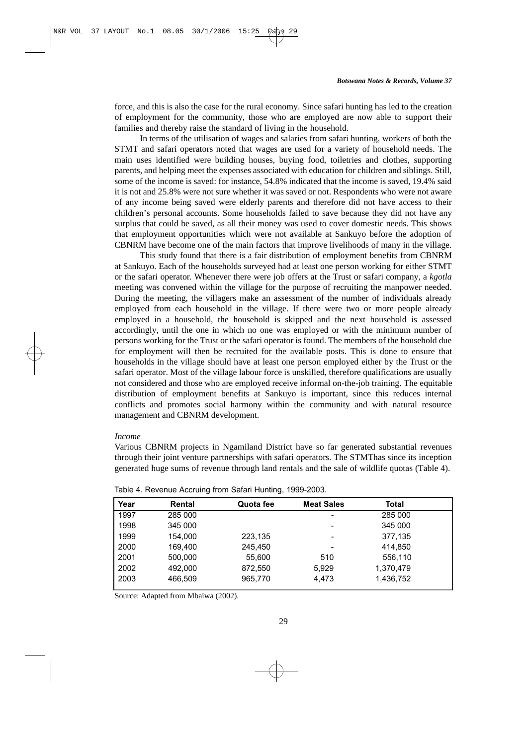force, and this is also the case for the rural economy. Since safari hunting has led to the creation of employment for the community, those who are employed are now able to support their families and thereby raise the standard of living in the household.

In terms of the utilisation of wages and salaries from safari hunting, workers of both the STMT and safari operators noted that wages are used for a variety of household needs. The main uses identified were building houses, buying food, toiletries and clothes, supporting parents, and helping meet the expenses associated with education for children and siblings. Still, some of the income is saved: for instance, 54.8% indicated that the income is saved, 19.4% said it is not and 25.8% were not sure whether it was saved or not. Respondents who were not aware of any income being saved were elderly parents and therefore did not have access to their children's personal accounts. Some households failed to save because they did not have any surplus that could be saved, as all their money was used to cover domestic needs. This shows that employment opportunities which were not available at Sankuyo before the adoption of CBNRM have become one of the main factors that improve livelihoods of many in the village.

This study found that there is a fair distribution of employment benefits from CBNRM at Sankuyo. Each of the households surveyed had at least one person working for either STMT or the safari operator. Whenever there were job offers at the Trust or safari company, a *kgotla* meeting was convened within the village for the purpose of recruiting the manpower needed. During the meeting, the villagers make an assessment of the number of individuals already employed from each household in the village. If there were two or more people already employed in a household, the household is skipped and the next household is assessed accordingly, until the one in which no one was employed or with the minimum number of persons working for the Trust or the safari operator is found. The members of the household due for employment will then be recruited for the available posts. This is done to ensure that households in the village should have at least one person employed either by the Trust or the safari operator. Most of the village labour force is unskilled, therefore qualifications are usually not considered and those who are employed receive informal on-the-job training. The equitable distribution of employment benefits at Sankuyo is important, since this reduces internal conflicts and promotes social harmony within the community and with natural resource management and CBNRM development.

*Income*

Various CBNRM projects in Ngamiland District have so far generated substantial revenues through their joint venture partnerships with safari operators. The STMThas since its inception generated huge sums of revenue through land rentals and the sale of wildlife quotas (Table 4).

Table 4. Revenue Accruing from Safari Hunting, 1999-2003.

| Year | Rental | Quota fee | Meat Sales | Total |
|---|---|---|---|---|
| 1997 | 285 000 | | - | 285 000 |
| 1998 | 345 000 | | - | 345 000 |
| 1999 | 154,000 | 223,135 | - | 377,135 |
| 2000 | 169,400 | 245,450 | - | 414,850 |
| 2001 | 500,000 | 55,600 | 510 | 556,110 |
| 2002 | 492,000 | 872,550 | 5,929 | 1,370,479 |
| 2003 | 466,509 | 965,770 | 4,473 | 1,436,752 |

Source: Adapted from Mbaiwa (2002).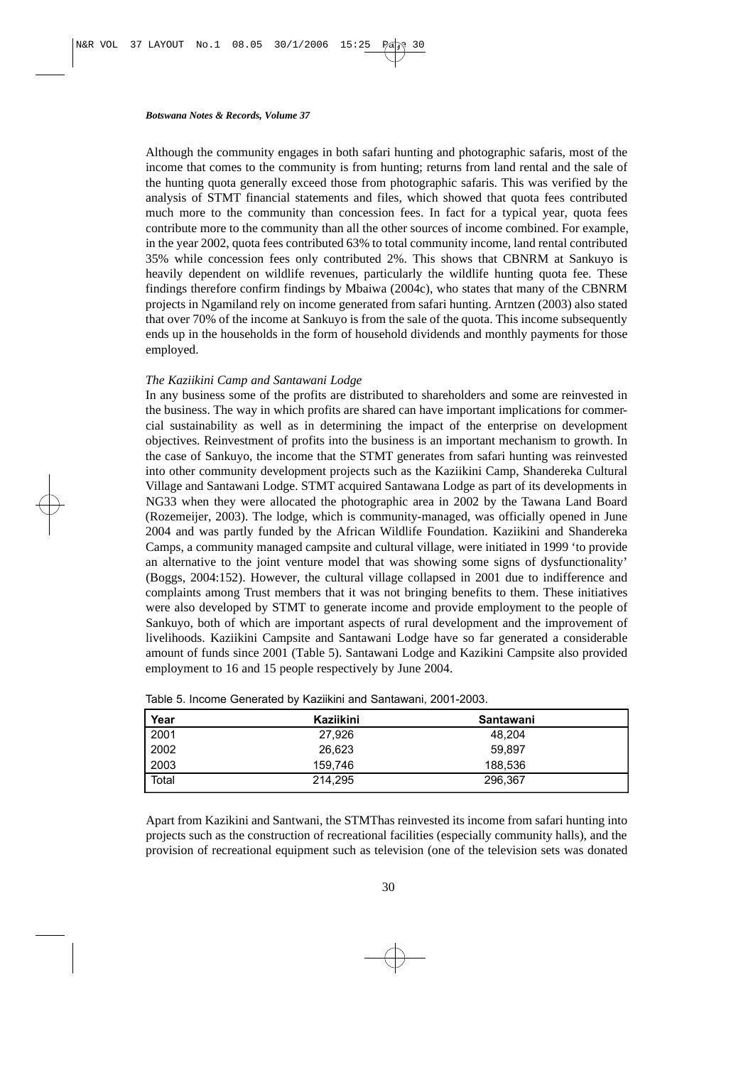Although the community engages in both safari hunting and photographic safaris, most of the income that comes to the community is from hunting; returns from land rental and the sale of the hunting quota generally exceed those from photographic safaris. This was verified by the analysis of STMT financial statements and files, which showed that quota fees contributed much more to the community than concession fees. In fact for a typical year, quota fees contribute more to the community than all the other sources of income combined. For example, in the year 2002, quota fees contributed 63% to total community income, land rental contributed 35% while concession fees only contributed 2%. This shows that CBNRM at Sankuyo is heavily dependent on wildlife revenues, particularly the wildlife hunting quota fee. These findings therefore confirm findings by Mbaiwa (2004c), who states that many of the CBNRM projects in Ngamiland rely on income generated from safari hunting. Arntzen (2003) also stated that over 70% of the income at Sankuyo is from the sale of the quota. This income subsequently ends up in the households in the form of household dividends and monthly payments for those employed.

*The Kaziikini Camp and Santawani Lodge*

In any business some of the profits are distributed to shareholders and some are reinvested in the business. The way in which profits are shared can have important implications for commercial sustainability as well as in determining the impact of the enterprise on development objectives. Reinvestment of profits into the business is an important mechanism to growth. In the case of Sankuyo, the income that the STMT generates from safari hunting was reinvested into other community development projects such as the Kaziikini Camp, Shandereka Cultural Village and Santawani Lodge. STMT acquired Santawana Lodge as part of its developments in NG33 when they were allocated the photographic area in 2002 by the Tawana Land Board (Rozemeijer, 2003). The lodge, which is community-managed, was officially opened in June 2004 and was partly funded by the African Wildlife Foundation. Kaziikini and Shandereka Camps, a community managed campsite and cultural village, were initiated in 1999 'to provide an alternative to the joint venture model that was showing some signs of dysfunctionality' (Boggs, 2004:152). However, the cultural village collapsed in 2001 due to indifference and complaints among Trust members that it was not bringing benefits to them. These initiatives were also developed by STMT to generate income and provide employment to the people of Sankuyo, both of which are important aspects of rural development and the improvement of livelihoods. Kaziikini Campsite and Santawani Lodge have so far generated a considerable amount of funds since 2001 (Table 5). Santawani Lodge and Kazikini Campsite also provided employment to 16 and 15 people respectively by June 2004.

Table 5. Income Generated by Kaziikini and Santawani, 2001-2003.

| Year | Kaziikini | Santawani |
|---|---|---|
| 2001 | 27,926 | 48,204 |
| 2002 | 26,623 | 59,897 |
| 2003 | 159,746 | 188,536 |
| Total | 214,295 | 296,367 |

Apart from Kazikini and Santwani, the STMThas reinvested its income from safari hunting into projects such as the construction of recreational facilities (especially community halls), and the provision of recreational equipment such as television (one of the television sets was donated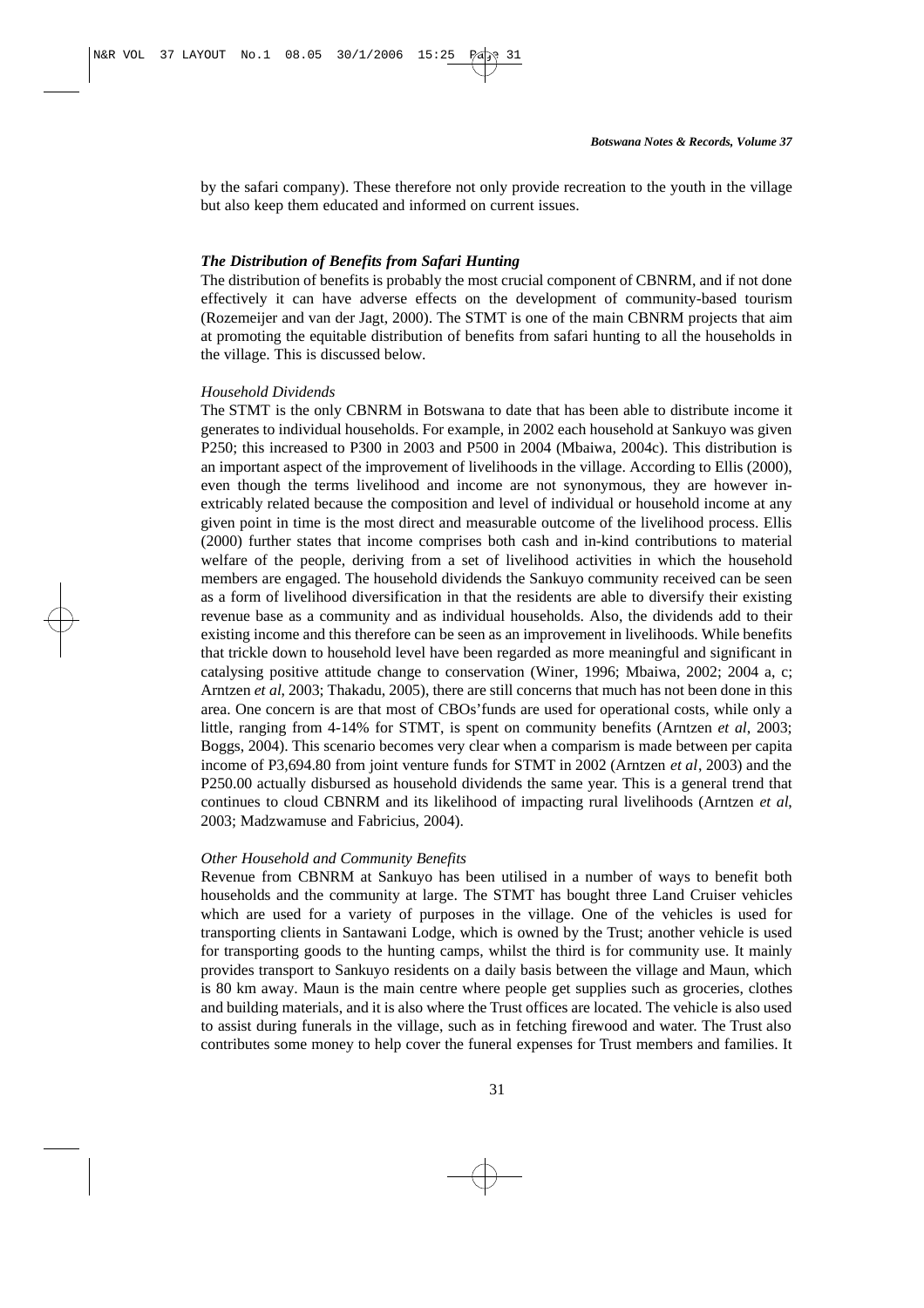by the safari company). These therefore not only provide recreation to the youth in the village but also keep them educated and informed on current issues.

### *The Distribution of Benefits from Safari Hunting*

The distribution of benefits is probably the most crucial component of CBNRM, and if not done effectively it can have adverse effects on the development of community-based tourism (Rozemeijer and van der Jagt, 2000). The STMT is one of the main CBNRM projects that aim at promoting the equitable distribution of benefits from safari hunting to all the households in the village. This is discussed below.

#### *Household Dividends*

The STMT is the only CBNRM in Botswana to date that has been able to distribute income it generates to individual households. For example, in 2002 each household at Sankuyo was given P250; this increased to P300 in 2003 and P500 in 2004 (Mbaiwa, 2004c). This distribution is an important aspect of the improvement of livelihoods in the village. According to Ellis (2000), even though the terms livelihood and income are not synonymous, they are however inextricably related because the composition and level of individual or household income at any given point in time is the most direct and measurable outcome of the livelihood process. Ellis (2000) further states that income comprises both cash and in-kind contributions to material welfare of the people, deriving from a set of livelihood activities in which the household members are engaged. The household dividends the Sankuyo community received can be seen as a form of livelihood diversification in that the residents are able to diversify their existing revenue base as a community and as individual households. Also, the dividends add to their existing income and this therefore can be seen as an improvement in livelihoods. While benefits that trickle down to household level have been regarded as more meaningful and significant in catalysing positive attitude change to conservation (Winer, 1996; Mbaiwa, 2002; 2004 a, c; Arntzen *et al*, 2003; Thakadu, 2005), there are still concerns that much has not been done in this area. One concern is are that most of CBOs'funds are used for operational costs, while only a little, ranging from 4-14% for STMT, is spent on community benefits (Arntzen *et al*, 2003; Boggs, 2004). This scenario becomes very clear when a comparism is made between per capita income of P3,694.80 from joint venture funds for STMT in 2002 (Arntzen *et al*, 2003) and the P250.00 actually disbursed as household dividends the same year. This is a general trend that continues to cloud CBNRM and its likelihood of impacting rural livelihoods (Arntzen *et al*, 2003; Madzwamuse and Fabricius, 2004).

#### *Other Household and Community Benefits*

Revenue from CBNRM at Sankuyo has been utilised in a number of ways to benefit both households and the community at large. The STMT has bought three Land Cruiser vehicles which are used for a variety of purposes in the village. One of the vehicles is used for transporting clients in Santawani Lodge, which is owned by the Trust; another vehicle is used for transporting goods to the hunting camps, whilst the third is for community use. It mainly provides transport to Sankuyo residents on a daily basis between the village and Maun, which is 80 km away. Maun is the main centre where people get supplies such as groceries, clothes and building materials, and it is also where the Trust offices are located. The vehicle is also used to assist during funerals in the village, such as in fetching firewood and water. The Trust also contributes some money to help cover the funeral expenses for Trust members and families. It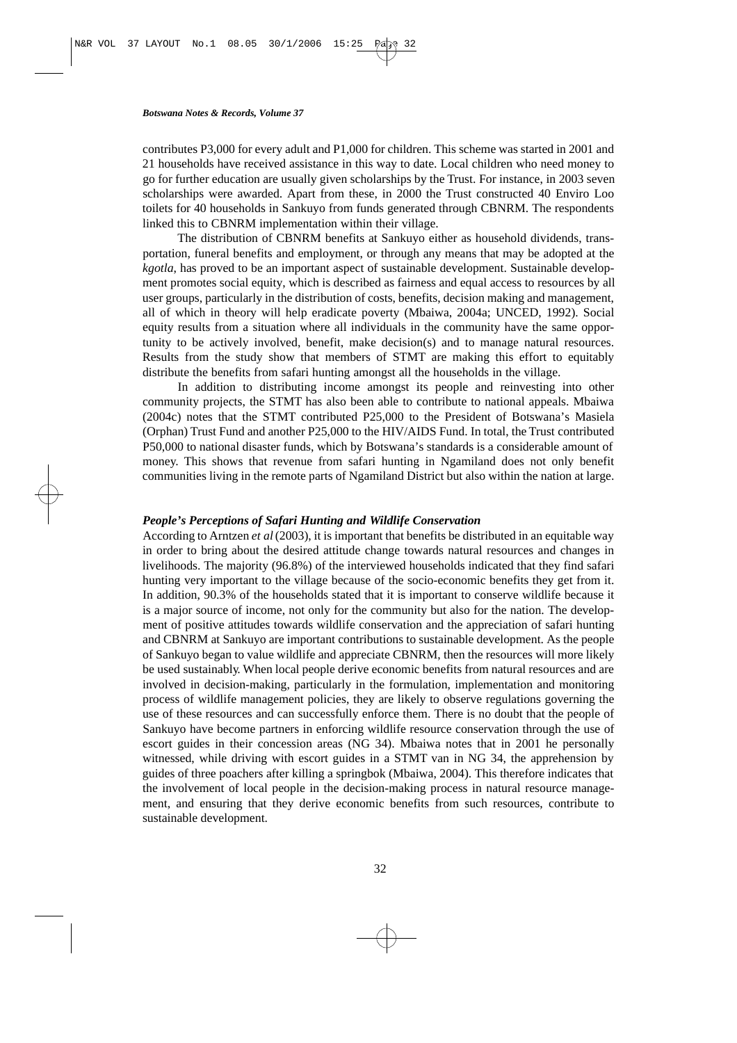contributes P3,000 for every adult and P1,000 for children. This scheme was started in 2001 and 21 households have received assistance in this way to date. Local children who need money to go for further education are usually given scholarships by the Trust. For instance, in 2003 seven scholarships were awarded. Apart from these, in 2000 the Trust constructed 40 Enviro Loo toilets for 40 households in Sankuyo from funds generated through CBNRM. The respondents linked this to CBNRM implementation within their village.

The distribution of CBNRM benefits at Sankuyo either as household dividends, transportation, funeral benefits and employment, or through any means that may be adopted at the *kgotla*, has proved to be an important aspect of sustainable development. Sustainable development promotes social equity, which is described as fairness and equal access to resources by all user groups, particularly in the distribution of costs, benefits, decision making and management, all of which in theory will help eradicate poverty (Mbaiwa, 2004a; UNCED, 1992). Social equity results from a situation where all individuals in the community have the same opportunity to be actively involved, benefit, make decision(s) and to manage natural resources. Results from the study show that members of STMT are making this effort to equitably distribute the benefits from safari hunting amongst all the households in the village.

In addition to distributing income amongst its people and reinvesting into other community projects, the STMT has also been able to contribute to national appeals. Mbaiwa (2004c) notes that the STMT contributed P25,000 to the President of Botswana's Masiela (Orphan) Trust Fund and another P25,000 to the HIV/AIDS Fund. In total, the Trust contributed P50,000 to national disaster funds, which by Botswana's standards is a considerable amount of money. This shows that revenue from safari hunting in Ngamiland does not only benefit communities living in the remote parts of Ngamiland District but also within the nation at large.

### *People's Perceptions of Safari Hunting and Wildlife Conservation*

According to Arntzen *et al* (2003), it is important that benefits be distributed in an equitable way in order to bring about the desired attitude change towards natural resources and changes in livelihoods. The majority (96.8%) of the interviewed households indicated that they find safari hunting very important to the village because of the socio-economic benefits they get from it. In addition, 90.3% of the households stated that it is important to conserve wildlife because it is a major source of income, not only for the community but also for the nation. The development of positive attitudes towards wildlife conservation and the appreciation of safari hunting and CBNRM at Sankuyo are important contributions to sustainable development. As the people of Sankuyo began to value wildlife and appreciate CBNRM, then the resources will more likely be used sustainably. When local people derive economic benefits from natural resources and are involved in decision-making, particularly in the formulation, implementation and monitoring process of wildlife management policies, they are likely to observe regulations governing the use of these resources and can successfully enforce them. There is no doubt that the people of Sankuyo have become partners in enforcing wildlife resource conservation through the use of escort guides in their concession areas (NG 34). Mbaiwa notes that in 2001 he personally witnessed, while driving with escort guides in a STMT van in NG 34, the apprehension by guides of three poachers after killing a springbok (Mbaiwa, 2004). This therefore indicates that the involvement of local people in the decision-making process in natural resource management, and ensuring that they derive economic benefits from such resources, contribute to sustainable development.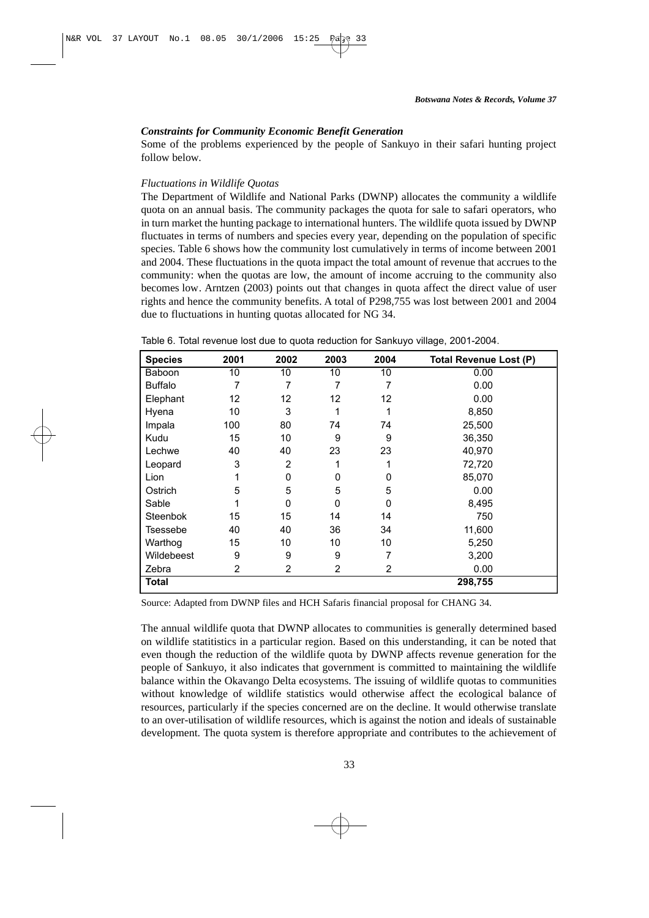### *Constraints for Community Economic Benefit Generation*

Some of the problems experienced by the people of Sankuyo in their safari hunting project follow below.

#### *Fluctuations in Wildlife Quotas*

The Department of Wildlife and National Parks (DWNP) allocates the community a wildlife quota on an annual basis. The community packages the quota for sale to safari operators, who in turn market the hunting package to international hunters. The wildlife quota issued by DWNP fluctuates in terms of numbers and species every year, depending on the population of specific species. Table 6 shows how the community lost cumulatively in terms of income between 2001 and 2004. These fluctuations in the quota impact the total amount of revenue that accrues to the community: when the quotas are low, the amount of income accruing to the community also becomes low. Arntzen (2003) points out that changes in quota affect the direct value of user rights and hence the community benefits. A total of P298,755 was lost between 2001 and 2004 due to fluctuations in hunting quotas allocated for NG 34.

Table 6. Total revenue lost due to quota reduction for Sankuyo village, 2001-2004.

| Species | 2001 | 2002 | 2003 | 2004 | Total Revenue Lost (P) |
|---|---|---|---|---|---|
| Baboon | 10 | 10 | 10 | 10 | 0.00 |
| Buffalo | 7 | 7 | 7 | 7 | 0.00 |
| Elephant | 12 | 12 | 12 | 12 | 0.00 |
| Hyena | 10 | 3 | 1 | 1 | 8,850 |
| Impala | 100 | 80 | 74 | 74 | 25,500 |
| Kudu | 15 | 10 | 9 | 9 | 36,350 |
| Lechwe | 40 | 40 | 23 | 23 | 40,970 |
| Leopard | 3 | 2 | 1 | 1 | 72,720 |
| Lion | 1 | 0 | 0 | 0 | 85,070 |
| Ostrich | 5 | 5 | 5 | 5 | 0.00 |
| Sable | 1 | 0 | 0 | 0 | 8,495 |
| Steenbok | 15 | 15 | 14 | 14 | 750 |
| Tsessebe | 40 | 40 | 36 | 34 | 11,600 |
| Warthog | 15 | 10 | 10 | 10 | 5,250 |
| Wildebeest | 9 | 9 | 9 | 7 | 3,200 |
| Zebra | 2 | 2 | 2 | 2 | 0.00 |
| **Total** | | | | | **298,755** |

Source: Adapted from DWNP files and HCH Safaris financial proposal for CHANG 34.

The annual wildlife quota that DWNP allocates to communities is generally determined based on wildlife statitistics in a particular region. Based on this understanding, it can be noted that even though the reduction of the wildlife quota by DWNP affects revenue generation for the people of Sankuyo, it also indicates that government is committed to maintaining the wildlife balance within the Okavango Delta ecosystems. The issuing of wildlife quotas to communities without knowledge of wildlife statistics would otherwise affect the ecological balance of resources, particularly if the species concerned are on the decline. It would otherwise translate to an over-utilisation of wildlife resources, which is against the notion and ideals of sustainable development. The quota system is therefore appropriate and contributes to the achievement of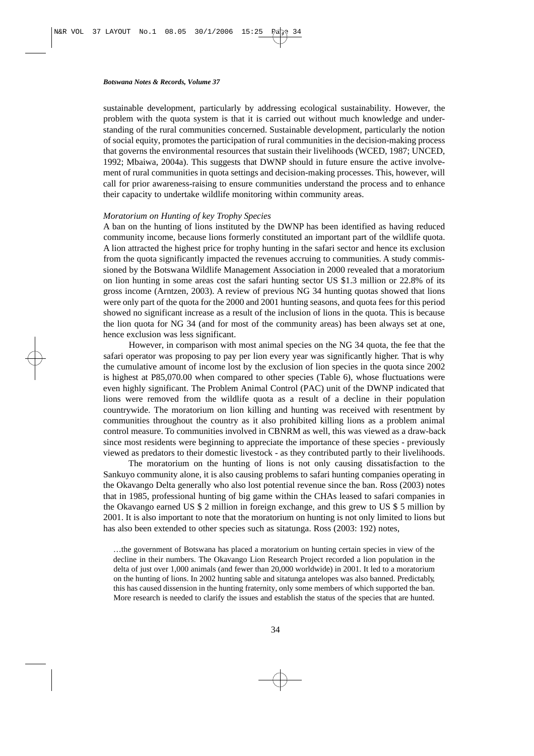sustainable development, particularly by addressing ecological sustainability. However, the problem with the quota system is that it is carried out without much knowledge and understanding of the rural communities concerned. Sustainable development, particularly the notion of social equity, promotes the participation of rural communities in the decision-making process that governs the environmental resources that sustain their livelihoods (WCED, 1987; UNCED, 1992; Mbaiwa, 2004a). This suggests that DWNP should in future ensure the active involvement of rural communities in quota settings and decision-making processes. This, however, will call for prior awareness-raising to ensure communities understand the process and to enhance their capacity to undertake wildlife monitoring within community areas.

*Moratorium on Hunting of key Trophy Species*

A ban on the hunting of lions instituted by the DWNP has been identified as having reduced community income, because lions formerly constituted an important part of the wildlife quota. A lion attracted the highest price for trophy hunting in the safari sector and hence its exclusion from the quota significantly impacted the revenues accruing to communities. A study commissioned by the Botswana Wildlife Management Association in 2000 revealed that a moratorium on lion hunting in some areas cost the safari hunting sector US $1.3 million or 22.8% of its gross income (Arntzen, 2003). A review of previous NG 34 hunting quotas showed that lions were only part of the quota for the 2000 and 2001 hunting seasons, and quota fees for this period showed no significant increase as a result of the inclusion of lions in the quota. This is because the lion quota for NG 34 (and for most of the community areas) has been always set at one, hence exclusion was less significant.

However, in comparison with most animal species on the NG 34 quota, the fee that the safari operator was proposing to pay per lion every year was significantly higher. That is why the cumulative amount of income lost by the exclusion of lion species in the quota since 2002 is highest at P85,070.00 when compared to other species (Table 6), whose fluctuations were even highly significant. The Problem Animal Control (PAC) unit of the DWNP indicated that lions were removed from the wildlife quota as a result of a decline in their population countrywide. The moratorium on lion killing and hunting was received with resentment by communities throughout the country as it also prohibited killing lions as a problem animal control measure. To communities involved in CBNRM as well, this was viewed as a draw-back since most residents were beginning to appreciate the importance of these species - previously viewed as predators to their domestic livestock - as they contributed partly to their livelihoods.

The moratorium on the hunting of lions is not only causing dissatisfaction to the Sankuyo community alone, it is also causing problems to safari hunting companies operating in the Okavango Delta generally who also lost potential revenue since the ban. Ross (2003) notes that in 1985, professional hunting of big game within the CHAs leased to safari companies in the Okavango earned US $ 2 million in foreign exchange, and this grew to US $ 5 million by 2001. It is also important to note that the moratorium on hunting is not only limited to lions but has also been extended to other species such as sitatunga. Ross (2003: 192) notes,

> …the government of Botswana has placed a moratorium on hunting certain species in view of the decline in their numbers. The Okavango Lion Research Project recorded a lion population in the delta of just over 1,000 animals (and fewer than 20,000 worldwide) in 2001. It led to a moratorium on the hunting of lions. In 2002 hunting sable and sitatunga antelopes was also banned. Predictably, this has caused dissension in the hunting fraternity, only some members of which supported the ban. More research is needed to clarify the issues and establish the status of the species that are hunted.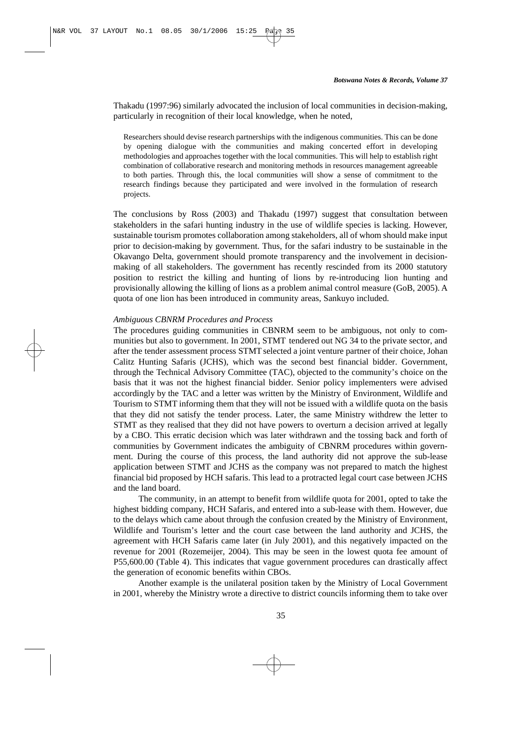Thakadu (1997:96) similarly advocated the inclusion of local communities in decision-making, particularly in recognition of their local knowledge, when he noted,

> Researchers should devise research partnerships with the indigenous communities. This can be done by opening dialogue with the communities and making concerted effort in developing methodologies and approaches together with the local communities. This will help to establish right combination of collaborative research and monitoring methods in resources management agreeable to both parties. Through this, the local communities will show a sense of commitment to the research findings because they participated and were involved in the formulation of research projects.

The conclusions by Ross (2003) and Thakadu (1997) suggest that consultation between stakeholders in the safari hunting industry in the use of wildlife species is lacking. However, sustainable tourism promotes collaboration among stakeholders, all of whom should make input prior to decision-making by government. Thus, for the safari industry to be sustainable in the Okavango Delta, government should promote transparency and the involvement in decision-making of all stakeholders. The government has recently rescinded from its 2000 statutory position to restrict the killing and hunting of lions by re-introducing lion hunting and provisionally allowing the killing of lions as a problem animal control measure (GoB, 2005). A quota of one lion has been introduced in community areas, Sankuyo included.

*Ambiguous CBNRM Procedures and Process*

The procedures guiding communities in CBNRM seem to be ambiguous, not only to communities but also to government. In 2001, STMT tendered out NG 34 to the private sector, and after the tender assessment process STMT selected a joint venture partner of their choice, Johan Calitz Hunting Safaris (JCHS), which was the second best financial bidder. Government, through the Technical Advisory Committee (TAC), objected to the community's choice on the basis that it was not the highest financial bidder. Senior policy implementers were advised accordingly by the TAC and a letter was written by the Ministry of Environment, Wildlife and Tourism to STMT informing them that they will not be issued with a wildlife quota on the basis that they did not satisfy the tender process. Later, the same Ministry withdrew the letter to STMT as they realised that they did not have powers to overturn a decision arrived at legally by a CBO. This erratic decision which was later withdrawn and the tossing back and forth of communities by Government indicates the ambiguity of CBNRM procedures within government. During the course of this process, the land authority did not approve the sub-lease application between STMT and JCHS as the company was not prepared to match the highest financial bid proposed by HCH safaris. This lead to a protracted legal court case between JCHS and the land board.

The community, in an attempt to benefit from wildlife quota for 2001, opted to take the highest bidding company, HCH Safaris, and entered into a sub-lease with them. However, due to the delays which came about through the confusion created by the Ministry of Environment, Wildlife and Tourism's letter and the court case between the land authority and JCHS, the agreement with HCH Safaris came later (in July 2001), and this negatively impacted on the revenue for 2001 (Rozemeijer, 2004). This may be seen in the lowest quota fee amount of P55,600.00 (Table 4). This indicates that vague government procedures can drastically affect the generation of economic benefits within CBOs.

Another example is the unilateral position taken by the Ministry of Local Government in 2001, whereby the Ministry wrote a directive to district councils informing them to take over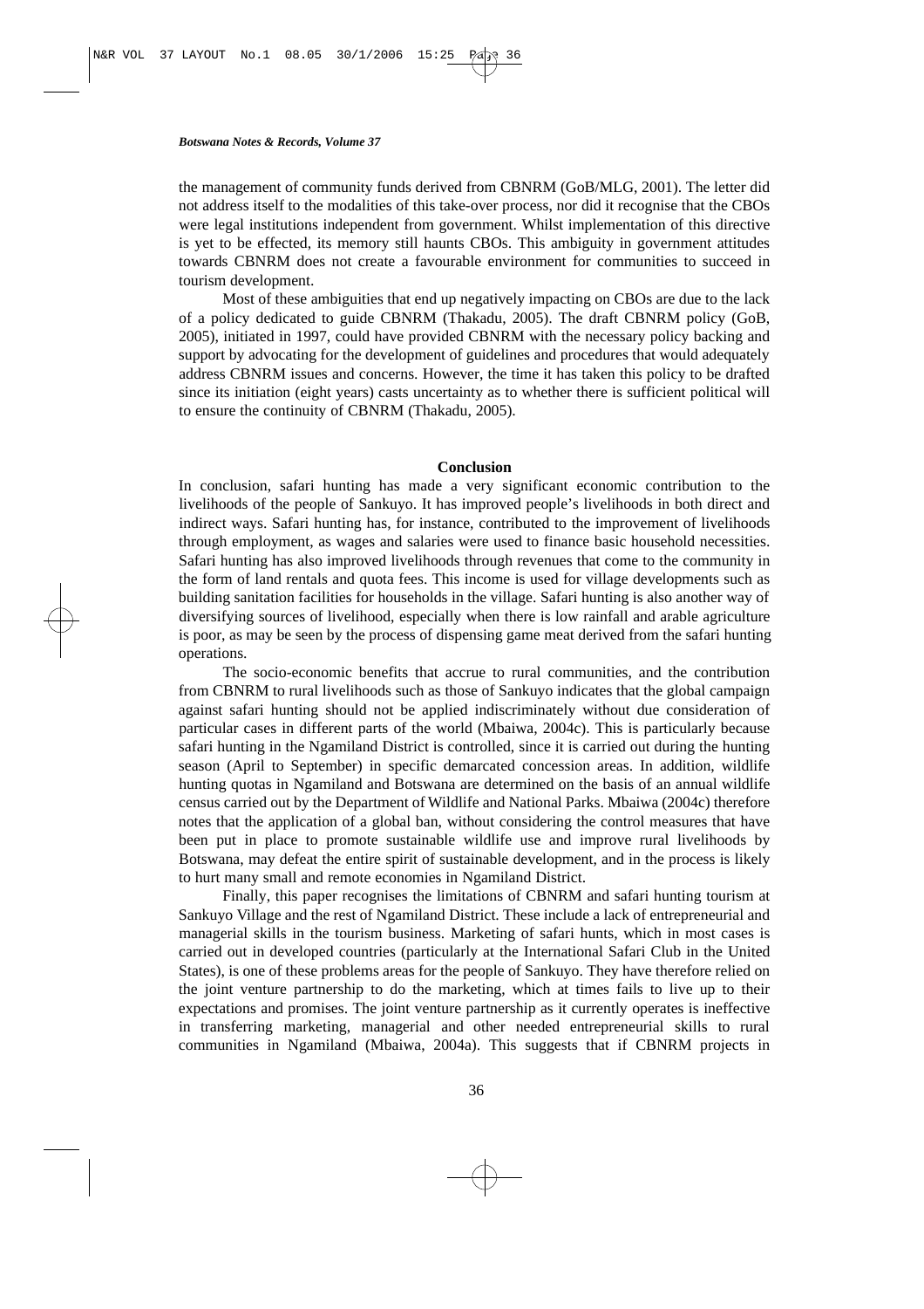the management of community funds derived from CBNRM (GoB/MLG, 2001). The letter did not address itself to the modalities of this take-over process, nor did it recognise that the CBOs were legal institutions independent from government. Whilst implementation of this directive is yet to be effected, its memory still haunts CBOs. This ambiguity in government attitudes towards CBNRM does not create a favourable environment for communities to succeed in tourism development.

Most of these ambiguities that end up negatively impacting on CBOs are due to the lack of a policy dedicated to guide CBNRM (Thakadu, 2005). The draft CBNRM policy (GoB, 2005), initiated in 1997, could have provided CBNRM with the necessary policy backing and support by advocating for the development of guidelines and procedures that would adequately address CBNRM issues and concerns. However, the time it has taken this policy to be drafted since its initiation (eight years) casts uncertainty as to whether there is sufficient political will to ensure the continuity of CBNRM (Thakadu, 2005).

## Conclusion

In conclusion, safari hunting has made a very significant economic contribution to the livelihoods of the people of Sankuyo. It has improved people's livelihoods in both direct and indirect ways. Safari hunting has, for instance, contributed to the improvement of livelihoods through employment, as wages and salaries were used to finance basic household necessities. Safari hunting has also improved livelihoods through revenues that come to the community in the form of land rentals and quota fees. This income is used for village developments such as building sanitation facilities for households in the village. Safari hunting is also another way of diversifying sources of livelihood, especially when there is low rainfall and arable agriculture is poor, as may be seen by the process of dispensing game meat derived from the safari hunting operations.

The socio-economic benefits that accrue to rural communities, and the contribution from CBNRM to rural livelihoods such as those of Sankuyo indicates that the global campaign against safari hunting should not be applied indiscriminately without due consideration of particular cases in different parts of the world (Mbaiwa, 2004c). This is particularly because safari hunting in the Ngamiland District is controlled, since it is carried out during the hunting season (April to September) in specific demarcated concession areas. In addition, wildlife hunting quotas in Ngamiland and Botswana are determined on the basis of an annual wildlife census carried out by the Department of Wildlife and National Parks. Mbaiwa (2004c) therefore notes that the application of a global ban, without considering the control measures that have been put in place to promote sustainable wildlife use and improve rural livelihoods by Botswana, may defeat the entire spirit of sustainable development, and in the process is likely to hurt many small and remote economies in Ngamiland District.

Finally, this paper recognises the limitations of CBNRM and safari hunting tourism at Sankuyo Village and the rest of Ngamiland District. These include a lack of entrepreneurial and managerial skills in the tourism business. Marketing of safari hunts, which in most cases is carried out in developed countries (particularly at the International Safari Club in the United States), is one of these problems areas for the people of Sankuyo. They have therefore relied on the joint venture partnership to do the marketing, which at times fails to live up to their expectations and promises. The joint venture partnership as it currently operates is ineffective in transferring marketing, managerial and other needed entrepreneurial skills to rural communities in Ngamiland (Mbaiwa, 2004a). This suggests that if CBNRM projects in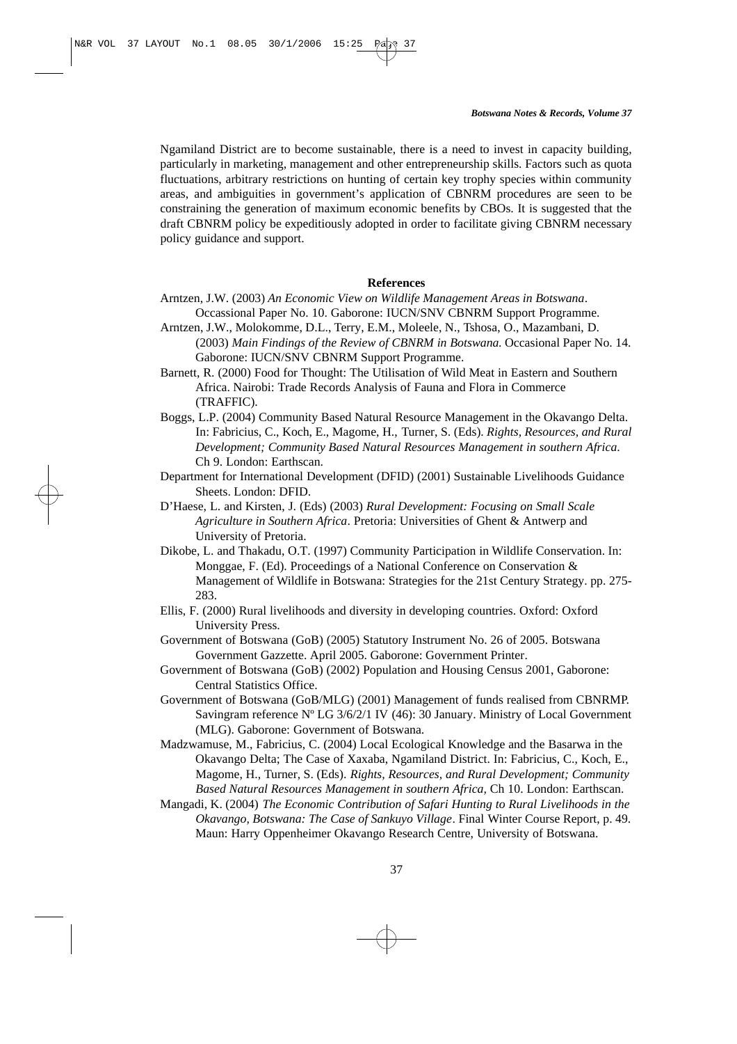Ngamiland District are to become sustainable, there is a need to invest in capacity building, particularly in marketing, management and other entrepreneurship skills. Factors such as quota fluctuations, arbitrary restrictions on hunting of certain key trophy species within community areas, and ambiguities in government's application of CBNRM procedures are seen to be constraining the generation of maximum economic benefits by CBOs. It is suggested that the draft CBNRM policy be expeditiously adopted in order to facilitate giving CBNRM necessary policy guidance and support.

## References

Arntzen, J.W. (2003) *An Economic View on Wildlife Management Areas in Botswana*. Occassional Paper No. 10. Gaborone: IUCN/SNV CBNRM Support Programme.

Arntzen, J.W., Molokomme, D.L., Terry, E.M., Moleele, N., Tshosa, O., Mazambani, D. (2003) *Main Findings of the Review of CBNRM in Botswana.* Occasional Paper No. 14. Gaborone: IUCN/SNV CBNRM Support Programme.

Barnett, R. (2000) Food for Thought: The Utilisation of Wild Meat in Eastern and Southern Africa. Nairobi: Trade Records Analysis of Fauna and Flora in Commerce (TRAFFIC).

Boggs, L.P. (2004) Community Based Natural Resource Management in the Okavango Delta. In: Fabricius, C., Koch, E., Magome, H., Turner, S. (Eds). *Rights, Resources, and Rural Development; Community Based Natural Resources Management in southern Africa.* Ch 9. London: Earthscan.

Department for International Development (DFID) (2001) Sustainable Livelihoods Guidance Sheets. London: DFID.

D'Haese, L. and Kirsten, J. (Eds) (2003) *Rural Development: Focusing on Small Scale Agriculture in Southern Africa*. Pretoria: Universities of Ghent & Antwerp and University of Pretoria.

Dikobe, L. and Thakadu, O.T. (1997) Community Participation in Wildlife Conservation. In: Monggae, F. (Ed). Proceedings of a National Conference on Conservation & Management of Wildlife in Botswana: Strategies for the 21st Century Strategy. pp. 275-283.

Ellis, F. (2000) Rural livelihoods and diversity in developing countries. Oxford: Oxford University Press.

Government of Botswana (GoB) (2005) Statutory Instrument No. 26 of 2005. Botswana Government Gazzette. April 2005. Gaborone: Government Printer.

Government of Botswana (GoB) (2002) Population and Housing Census 2001, Gaborone: Central Statistics Office.

Government of Botswana (GoB/MLG) (2001) Management of funds realised from CBNRMP. Savingram reference Nº LG 3/6/2/1 IV (46): 30 January. Ministry of Local Government (MLG). Gaborone: Government of Botswana.

Madzwamuse, M., Fabricius, C. (2004) Local Ecological Knowledge and the Basarwa in the Okavango Delta; The Case of Xaxaba, Ngamiland District. In: Fabricius, C., Koch, E., Magome, H., Turner, S. (Eds). *Rights, Resources, and Rural Development; Community Based Natural Resources Management in southern Africa,* Ch 10. London: Earthscan.

Mangadi, K. (2004) *The Economic Contribution of Safari Hunting to Rural Livelihoods in the Okavango, Botswana: The Case of Sankuyo Village*. Final Winter Course Report, p. 49. Maun: Harry Oppenheimer Okavango Research Centre, University of Botswana.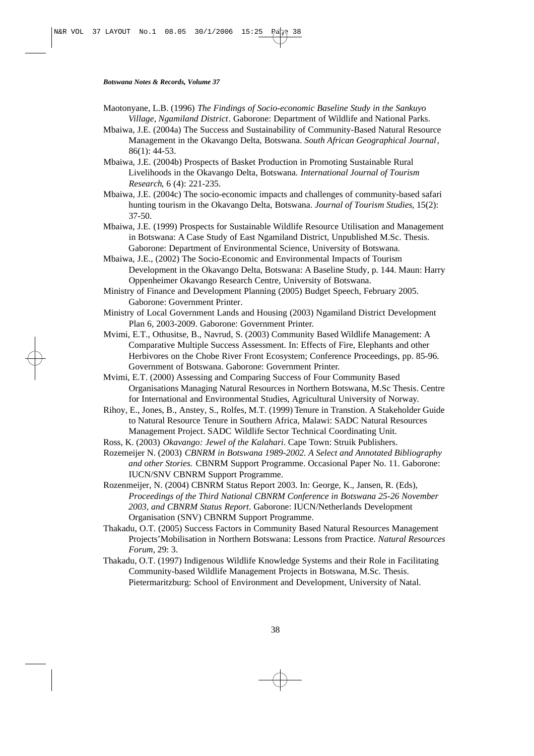Maotonyane, L.B. (1996) *The Findings of Socio-economic Baseline Study in the Sankuyo Village, Ngamiland District*. Gaborone: Department of Wildlife and National Parks.

Mbaiwa, J.E. (2004a) The Success and Sustainability of Community-Based Natural Resource Management in the Okavango Delta, Botswana. *South African Geographical Journal*, 86(1): 44-53.

Mbaiwa, J.E. (2004b) Prospects of Basket Production in Promoting Sustainable Rural Livelihoods in the Okavango Delta, Botswana. *International Journal of Tourism Research*, 6 (4): 221-235.

Mbaiwa, J.E. (2004c) The socio-economic impacts and challenges of community-based safari hunting tourism in the Okavango Delta, Botswana. *Journal of Tourism Studies*, 15(2): 37-50.

Mbaiwa, J.E. (1999) Prospects for Sustainable Wildlife Resource Utilisation and Management in Botswana: A Case Study of East Ngamiland District, Unpublished M.Sc. Thesis. Gaborone: Department of Environmental Science, University of Botswana.

Mbaiwa, J.E., (2002) The Socio-Economic and Environmental Impacts of Tourism Development in the Okavango Delta, Botswana: A Baseline Study, p. 144. Maun: Harry Oppenheimer Okavango Research Centre, University of Botswana.

Ministry of Finance and Development Planning (2005) Budget Speech, February 2005. Gaborone: Government Printer.

Ministry of Local Government Lands and Housing (2003) Ngamiland District Development Plan 6, 2003-2009. Gaborone: Government Printer.

Mvimi, E.T., Othusitse, B., Navrud, S. (2003) Community Based Wildlife Management: A Comparative Multiple Success Assessment. In: Effects of Fire, Elephants and other Herbivores on the Chobe River Front Ecosystem; Conference Proceedings, pp. 85-96. Government of Botswana. Gaborone: Government Printer.

Mvimi, E.T. (2000) Assessing and Comparing Success of Four Community Based Organisations Managing Natural Resources in Northern Botswana, M.Sc Thesis. Centre for International and Environmental Studies, Agricultural University of Norway.

Rihoy, E., Jones, B., Anstey, S., Rolfes, M.T. (1999) Tenure in Transtion. A Stakeholder Guide to Natural Resource Tenure in Southern Africa, Malawi: SADC Natural Resources Management Project. SADC Wildlife Sector Technical Coordinating Unit.

Ross, K. (2003) *Okavango: Jewel of the Kalahari*. Cape Town: Struik Publishers.

Rozemeijer N. (2003) *CBNRM in Botswana 1989-2002. A Select and Annotated Bibliography and other Stories.* CBNRM Support Programme. Occasional Paper No. 11. Gaborone: IUCN/SNV CBNRM Support Programme.

Rozenmeijer, N. (2004) CBNRM Status Report 2003. In: George, K., Jansen, R. (Eds), *Proceedings of the Third National CBNRM Conference in Botswana 25-26 November 2003, and CBNRM Status Report*. Gaborone: IUCN/Netherlands Development Organisation (SNV) CBNRM Support Programme.

Thakadu, O.T. (2005) Success Factors in Community Based Natural Resources Management Projects'Mobilisation in Northern Botswana: Lessons from Practice. *Natural Resources Forum*, 29: 3.

Thakadu, O.T. (1997) Indigenous Wildlife Knowledge Systems and their Role in Facilitating Community-based Wildlife Management Projects in Botswana, M.Sc. Thesis. Pietermaritzburg: School of Environment and Development, University of Natal.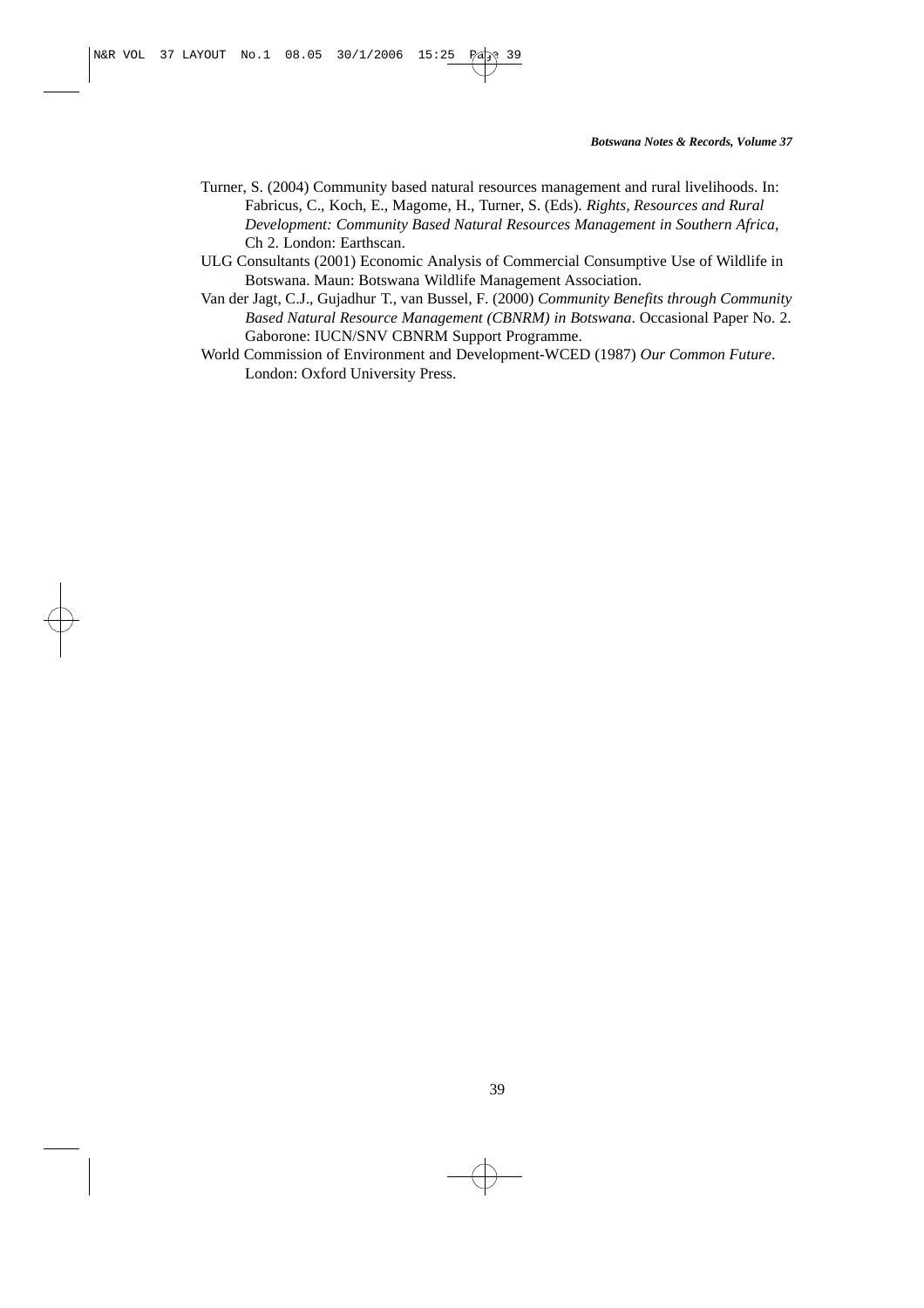Turner, S. (2004) Community based natural resources management and rural livelihoods. In: Fabricus, C., Koch, E., Magome, H., Turner, S. (Eds). *Rights, Resources and Rural Development: Community Based Natural Resources Management in Southern Africa*, Ch 2. London: Earthscan.

ULG Consultants (2001) Economic Analysis of Commercial Consumptive Use of Wildlife in Botswana. Maun: Botswana Wildlife Management Association.

Van der Jagt, C.J., Gujadhur T., van Bussel, F. (2000) *Community Benefits through Community Based Natural Resource Management (CBNRM) in Botswana*. Occasional Paper No. 2. Gaborone: IUCN/SNV CBNRM Support Programme.

World Commission of Environment and Development-WCED (1987) *Our Common Future*. London: Oxford University Press.